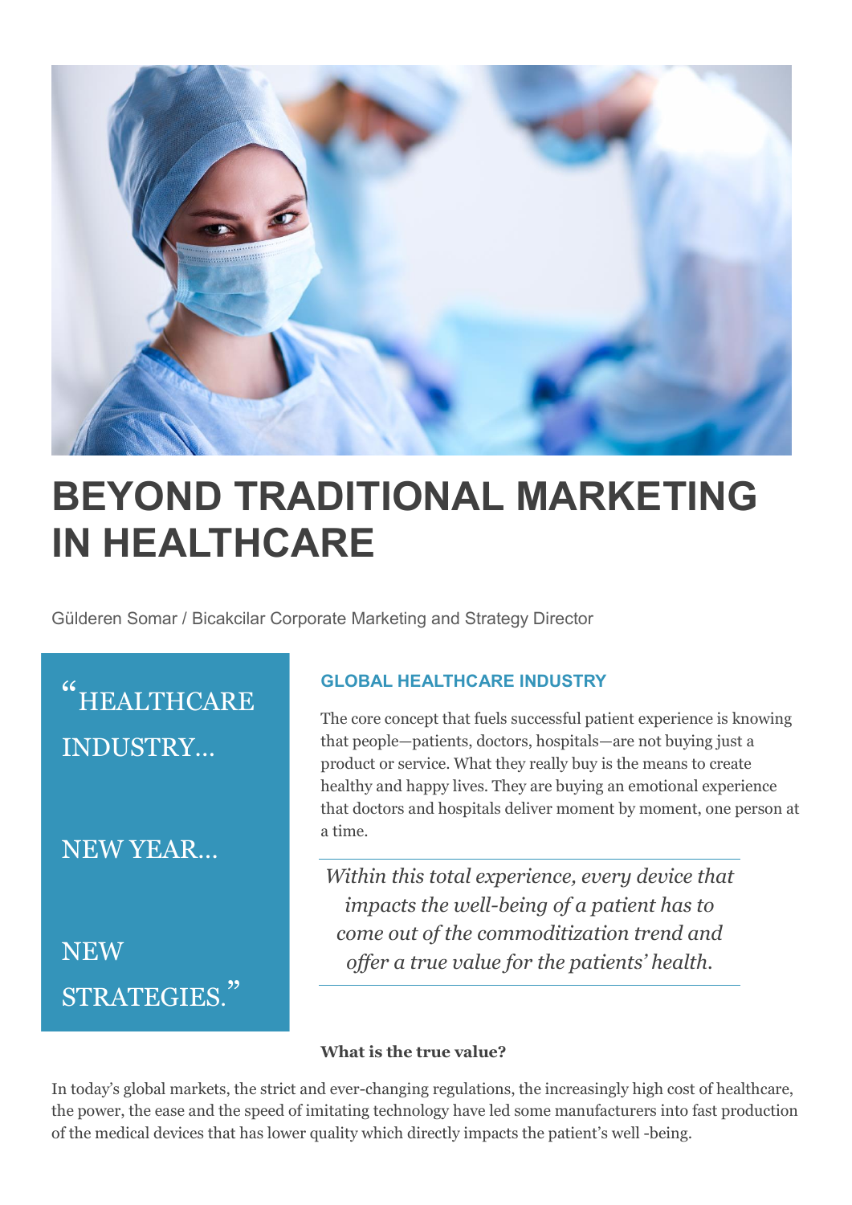# BEYOND TRADITIONAL MARKETING IN HEALTHCARE

Gülderen Somar / Bicakcilar Corporate Marketing and Strategy Director

> "HEALTHCARE INDUSTRY…
>
> NEW YEAR…
>
> NEW STRATEGIES."

## GLOBAL HEALTHCARE INDUSTRY

The core concept that fuels successful patient experience is knowing that people—patients, doctors, hospitals—are not buying just a product or service. What they really buy is the means to create healthy and happy lives. They are buying an emotional experience that doctors and hospitals deliver moment by moment, one person at a time.

*Within this total experience, every device that impacts the well-being of a patient has to come out of the commoditization trend and offer a true value for the patients' health.*

**What is the true value?**

In today's global markets, the strict and ever-changing regulations, the increasingly high cost of healthcare, the power, the ease and the speed of imitating technology have led some manufacturers into fast production of the medical devices that has lower quality which directly impacts the patient's well -being.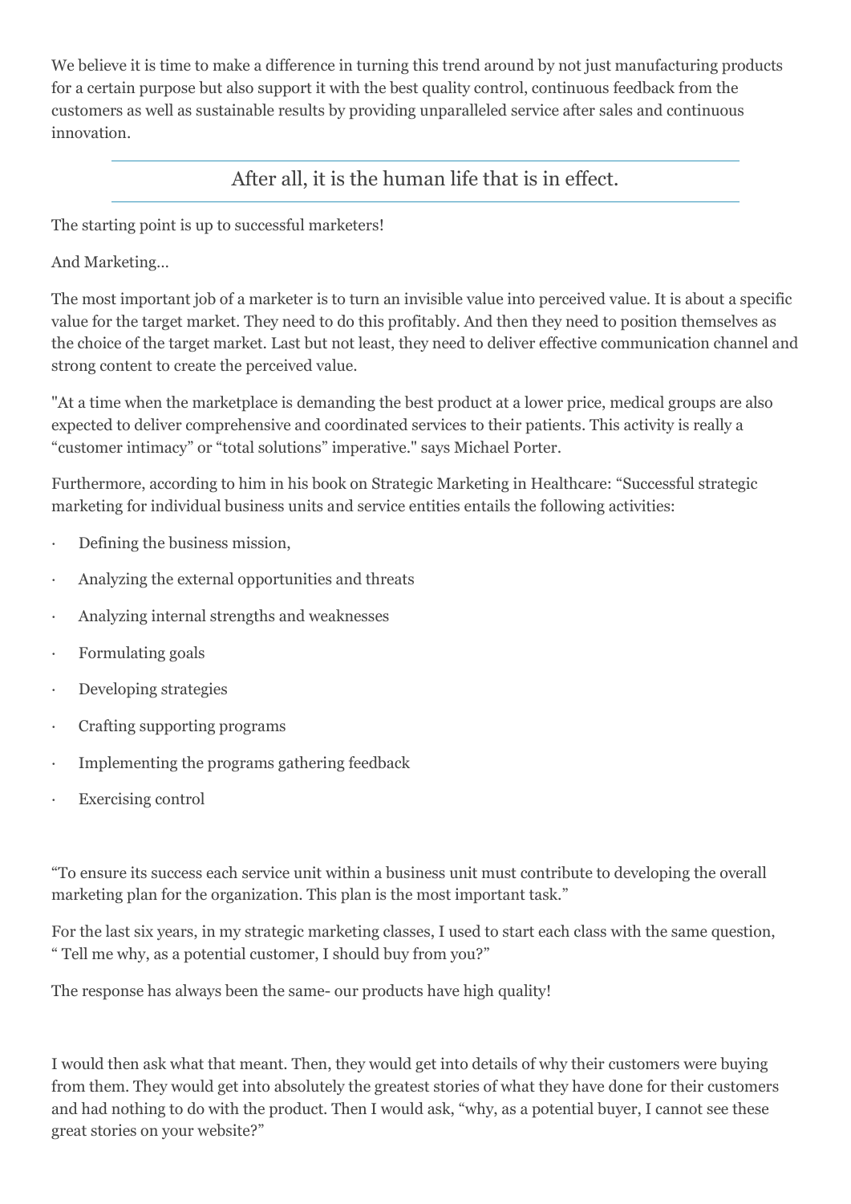We believe it is time to make a difference in turning this trend around by not just manufacturing products for a certain purpose but also support it with the best quality control, continuous feedback from the customers as well as sustainable results by providing unparalleled service after sales and continuous innovation.

---

After all, it is the human life that is in effect.

---

The starting point is up to successful marketers!

And Marketing…

The most important job of a marketer is to turn an invisible value into perceived value. It is about a specific value for the target market. They need to do this profitably. And then they need to position themselves as the choice of the target market. Last but not least, they need to deliver effective communication channel and strong content to create the perceived value.

"At a time when the marketplace is demanding the best product at a lower price, medical groups are also expected to deliver comprehensive and coordinated services to their patients. This activity is really a “customer intimacy” or “total solutions” imperative." says Michael Porter.

Furthermore, according to him in his book on Strategic Marketing in Healthcare: “Successful strategic marketing for individual business units and service entities entails the following activities:

- Defining the business mission,
- Analyzing the external opportunities and threats
- Analyzing internal strengths and weaknesses
- Formulating goals
- Developing strategies
- Crafting supporting programs
- Implementing the programs gathering feedback
- Exercising control

“To ensure its success each service unit within a business unit must contribute to developing the overall marketing plan for the organization. This plan is the most important task.”

For the last six years, in my strategic marketing classes, I used to start each class with the same question, “ Tell me why, as a potential customer, I should buy from you?”

The response has always been the same- our products have high quality!

I would then ask what that meant. Then, they would get into details of why their customers were buying from them. They would get into absolutely the greatest stories of what they have done for their customers and had nothing to do with the product. Then I would ask, “why, as a potential buyer, I cannot see these great stories on your website?”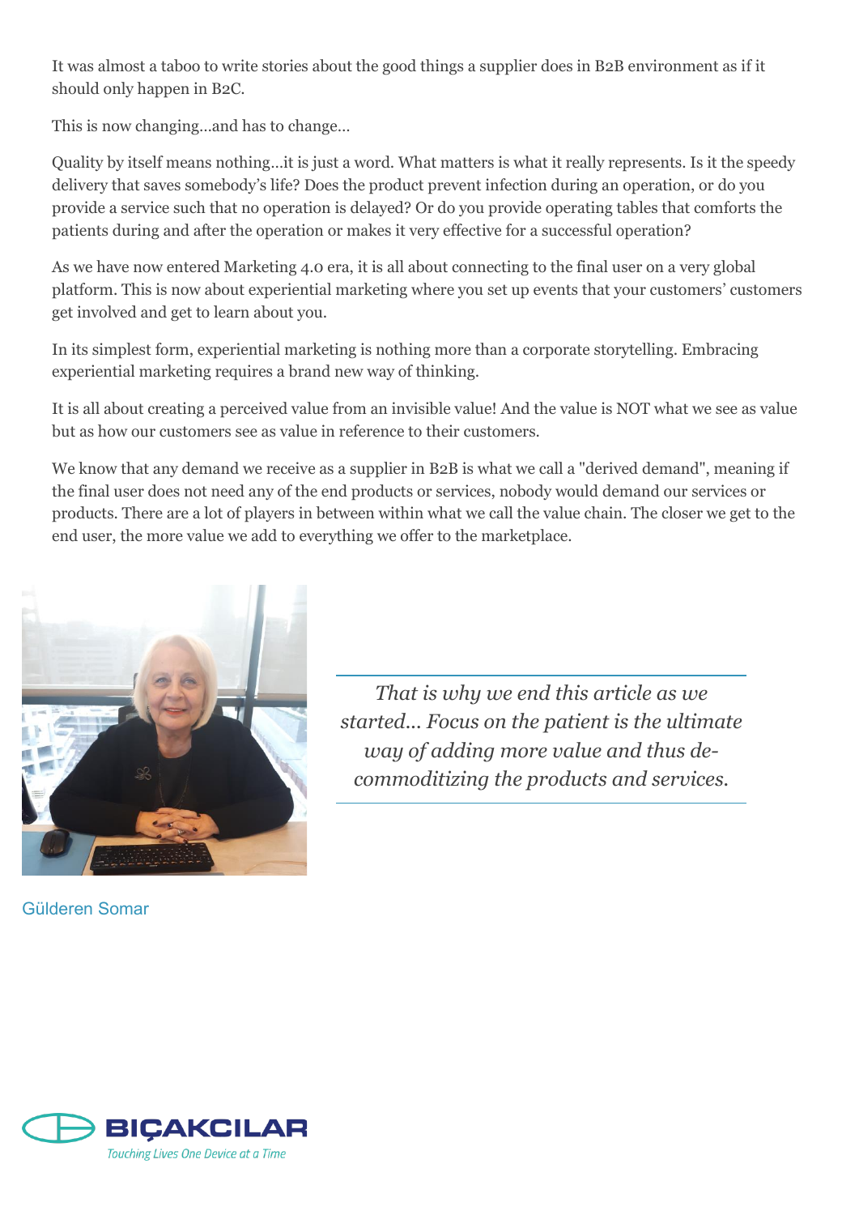It was almost a taboo to write stories about the good things a supplier does in B2B environment as if it should only happen in B2C.

This is now changing…and has to change…

Quality by itself means nothing…it is just a word. What matters is what it really represents. Is it the speedy delivery that saves somebody's life? Does the product prevent infection during an operation, or do you provide a service such that no operation is delayed? Or do you provide operating tables that comforts the patients during and after the operation or makes it very effective for a successful operation?

As we have now entered Marketing 4.0 era, it is all about connecting to the final user on a very global platform. This is now about experiential marketing where you set up events that your customers' customers get involved and get to learn about you.

In its simplest form, experiential marketing is nothing more than a corporate storytelling. Embracing experiential marketing requires a brand new way of thinking.

It is all about creating a perceived value from an invisible value! And the value is NOT what we see as value but as how our customers see as value in reference to their customers.

We know that any demand we receive as a supplier in B2B is what we call a "derived demand", meaning if the final user does not need any of the end products or services, nobody would demand our services or products. There are a lot of players in between within what we call the value chain. The closer we get to the end user, the more value we add to everything we offer to the marketplace.

*That is why we end this article as we started… Focus on the patient is the ultimate way of adding more value and thus de-commoditizing the products and services.*

Gülderen Somar

BIÇAKCILAR
Touching Lives One Device at a Time